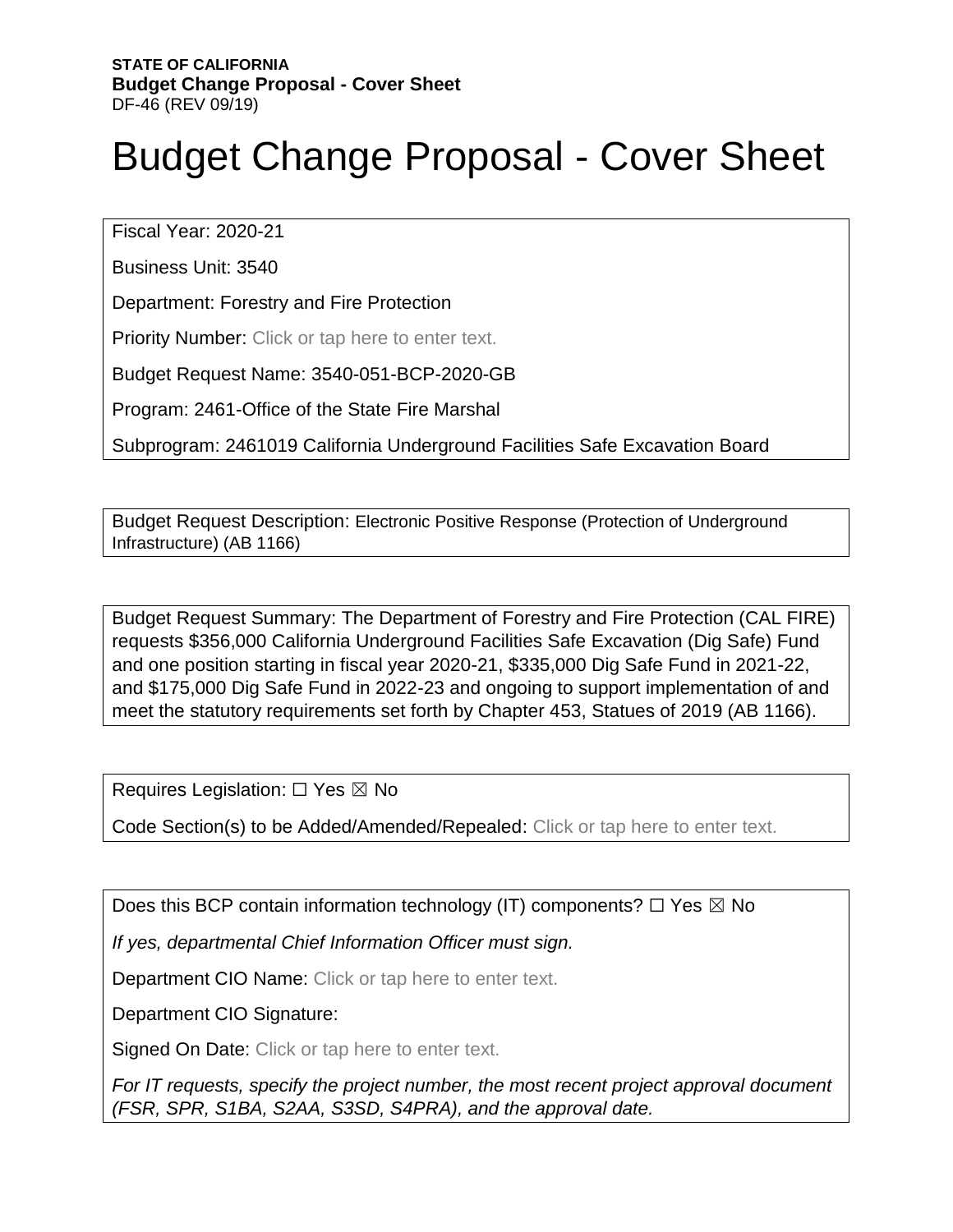**STATE OF CALIFORNIA**
**Budget Change Proposal - Cover Sheet**
DF-46 (REV 09/19)

# Budget Change Proposal - Cover Sheet

Fiscal Year: 2020-21

Business Unit: 3540

Department: Forestry and Fire Protection

Priority Number: Click or tap here to enter text.

Budget Request Name: 3540-051-BCP-2020-GB

Program: 2461-Office of the State Fire Marshal

Subprogram: 2461019 California Underground Facilities Safe Excavation Board

Budget Request Description: Electronic Positive Response (Protection of Underground Infrastructure) (AB 1166)

Budget Request Summary: The Department of Forestry and Fire Protection (CAL FIRE) requests $356,000 California Underground Facilities Safe Excavation (Dig Safe) Fund and one position starting in fiscal year 2020-21, $335,000 Dig Safe Fund in 2021-22, and $175,000 Dig Safe Fund in 2022-23 and ongoing to support implementation of and meet the statutory requirements set forth by Chapter 453, Statues of 2019 (AB 1166).

Requires Legislation: ☐ Yes ☒ No

Code Section(s) to be Added/Amended/Repealed: Click or tap here to enter text.

Does this BCP contain information technology (IT) components? ☐ Yes ☒ No

*If yes, departmental Chief Information Officer must sign.*

Department CIO Name: Click or tap here to enter text.

Department CIO Signature:

Signed On Date: Click or tap here to enter text.

*For IT requests, specify the project number, the most recent project approval document (FSR, SPR, S1BA, S2AA, S3SD, S4PRA), and the approval date.*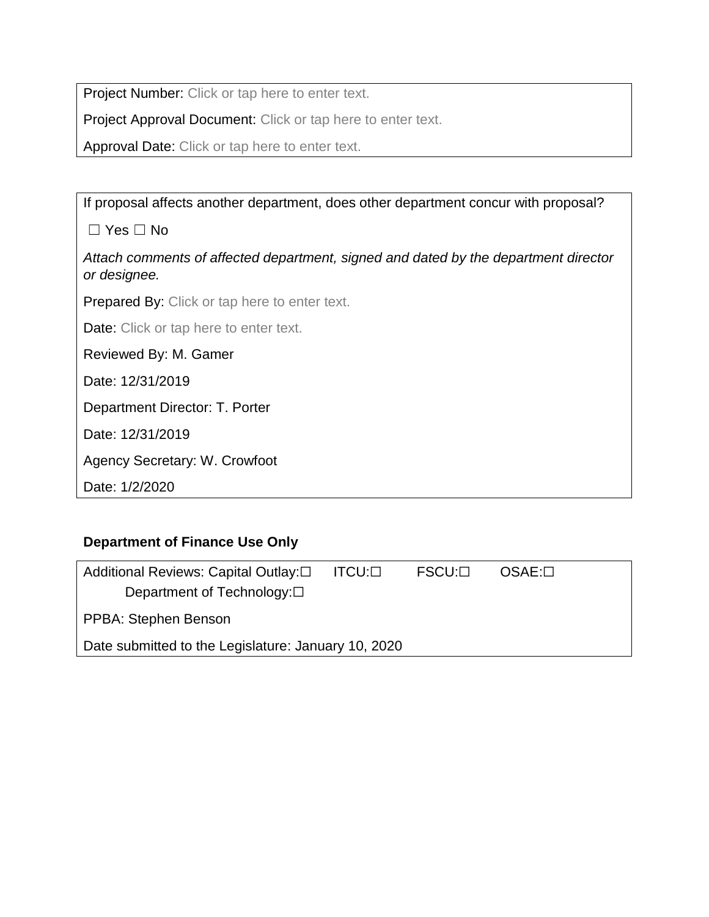Project Number: Click or tap here to enter text.

Project Approval Document: Click or tap here to enter text.

Approval Date: Click or tap here to enter text.

If proposal affects another department, does other department concur with proposal?

☐ Yes ☐ No

*Attach comments of affected department, signed and dated by the department director or designee.*

Prepared By: Click or tap here to enter text.

Date: Click or tap here to enter text.

Reviewed By: M. Gamer

Date: 12/31/2019

Department Director: T. Porter

Date: 12/31/2019

Agency Secretary: W. Crowfoot

Date: 1/2/2020

**Department of Finance Use Only**

Additional Reviews: Capital Outlay:☐ ITCU:☐ FSCU:☐ OSAE:☐ Department of Technology:☐

PPBA: Stephen Benson

Date submitted to the Legislature: January 10, 2020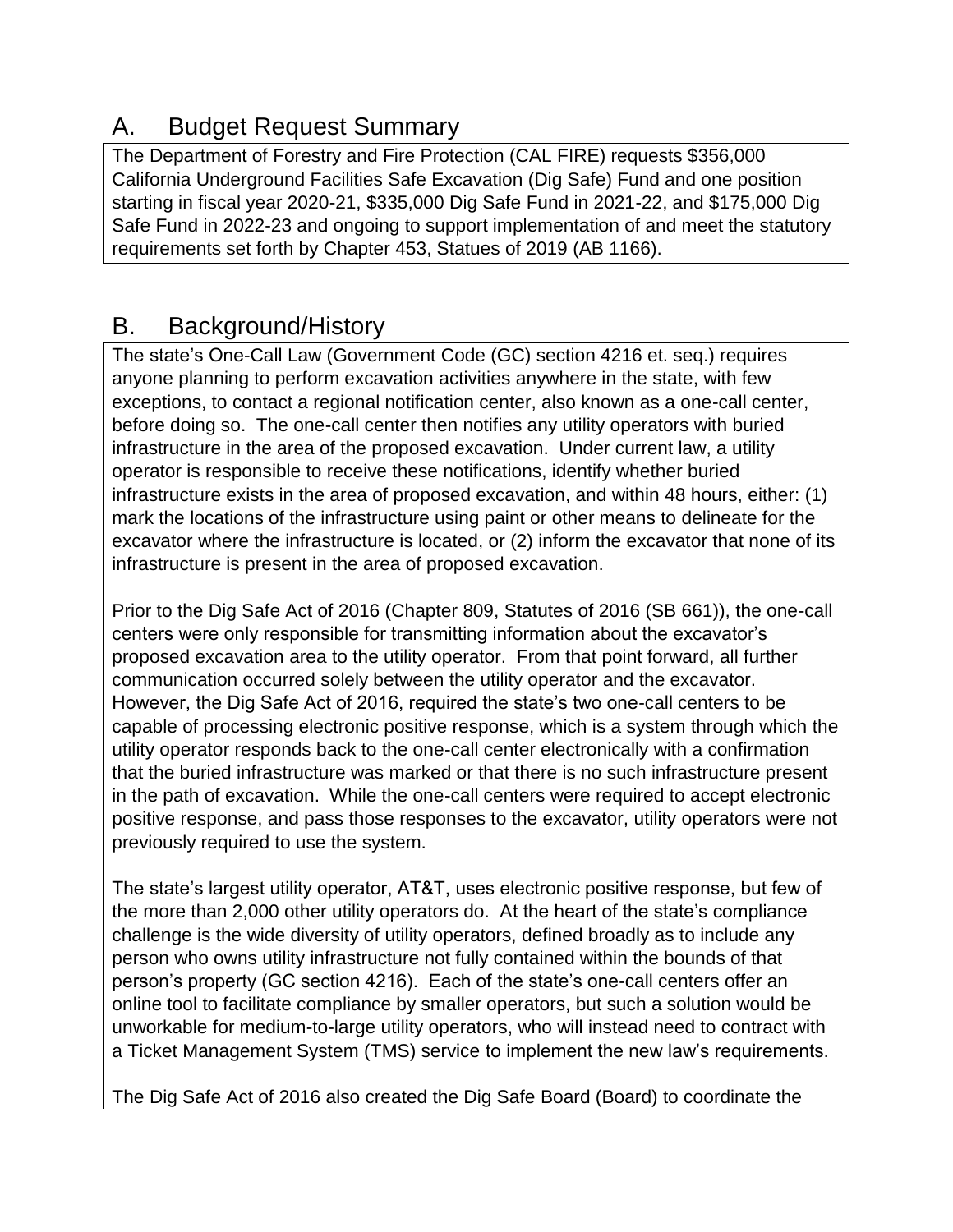## A. Budget Request Summary

The Department of Forestry and Fire Protection (CAL FIRE) requests $356,000 California Underground Facilities Safe Excavation (Dig Safe) Fund and one position starting in fiscal year 2020-21, $335,000 Dig Safe Fund in 2021-22, and $175,000 Dig Safe Fund in 2022-23 and ongoing to support implementation of and meet the statutory requirements set forth by Chapter 453, Statues of 2019 (AB 1166).

## B. Background/History

The state's One-Call Law (Government Code (GC) section 4216 et. seq.) requires anyone planning to perform excavation activities anywhere in the state, with few exceptions, to contact a regional notification center, also known as a one-call center, before doing so. The one-call center then notifies any utility operators with buried infrastructure in the area of the proposed excavation. Under current law, a utility operator is responsible to receive these notifications, identify whether buried infrastructure exists in the area of proposed excavation, and within 48 hours, either: (1) mark the locations of the infrastructure using paint or other means to delineate for the excavator where the infrastructure is located, or (2) inform the excavator that none of its infrastructure is present in the area of proposed excavation.

Prior to the Dig Safe Act of 2016 (Chapter 809, Statutes of 2016 (SB 661)), the one-call centers were only responsible for transmitting information about the excavator's proposed excavation area to the utility operator. From that point forward, all further communication occurred solely between the utility operator and the excavator. However, the Dig Safe Act of 2016, required the state's two one-call centers to be capable of processing electronic positive response, which is a system through which the utility operator responds back to the one-call center electronically with a confirmation that the buried infrastructure was marked or that there is no such infrastructure present in the path of excavation. While the one-call centers were required to accept electronic positive response, and pass those responses to the excavator, utility operators were not previously required to use the system.

The state's largest utility operator, AT&T, uses electronic positive response, but few of the more than 2,000 other utility operators do. At the heart of the state's compliance challenge is the wide diversity of utility operators, defined broadly as to include any person who owns utility infrastructure not fully contained within the bounds of that person's property (GC section 4216). Each of the state's one-call centers offer an online tool to facilitate compliance by smaller operators, but such a solution would be unworkable for medium-to-large utility operators, who will instead need to contract with a Ticket Management System (TMS) service to implement the new law's requirements.

The Dig Safe Act of 2016 also created the Dig Safe Board (Board) to coordinate the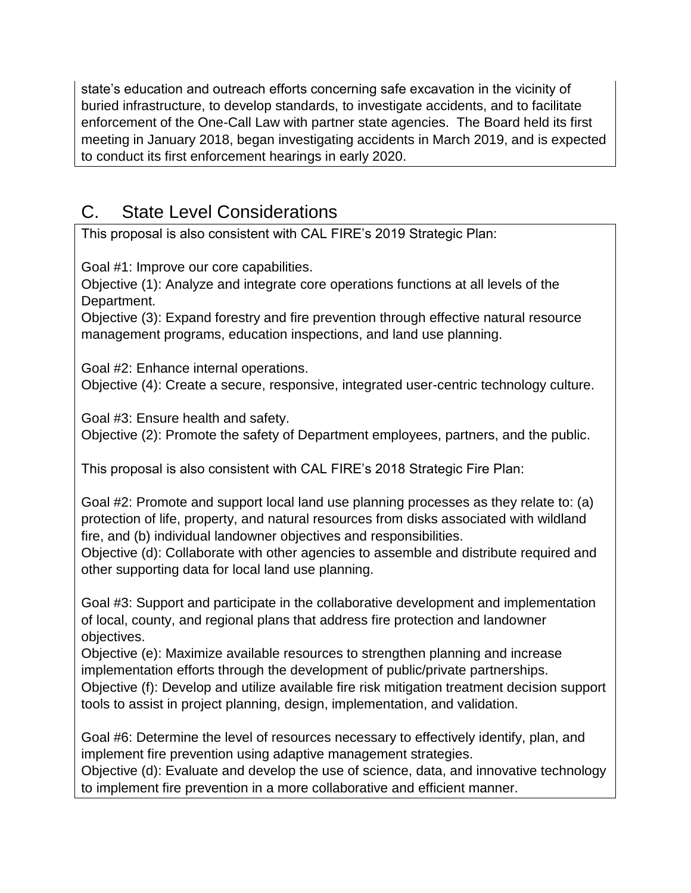state's education and outreach efforts concerning safe excavation in the vicinity of buried infrastructure, to develop standards, to investigate accidents, and to facilitate enforcement of the One-Call Law with partner state agencies. The Board held its first meeting in January 2018, began investigating accidents in March 2019, and is expected to conduct its first enforcement hearings in early 2020.

## C. State Level Considerations

This proposal is also consistent with CAL FIRE's 2019 Strategic Plan:

Goal #1: Improve our core capabilities.
Objective (1): Analyze and integrate core operations functions at all levels of the Department.
Objective (3): Expand forestry and fire prevention through effective natural resource management programs, education inspections, and land use planning.

Goal #2: Enhance internal operations.
Objective (4): Create a secure, responsive, integrated user-centric technology culture.

Goal #3: Ensure health and safety.
Objective (2): Promote the safety of Department employees, partners, and the public.

This proposal is also consistent with CAL FIRE's 2018 Strategic Fire Plan:

Goal #2: Promote and support local land use planning processes as they relate to: (a) protection of life, property, and natural resources from disks associated with wildland fire, and (b) individual landowner objectives and responsibilities.
Objective (d): Collaborate with other agencies to assemble and distribute required and other supporting data for local land use planning.

Goal #3: Support and participate in the collaborative development and implementation of local, county, and regional plans that address fire protection and landowner objectives.
Objective (e): Maximize available resources to strengthen planning and increase implementation efforts through the development of public/private partnerships.
Objective (f): Develop and utilize available fire risk mitigation treatment decision support tools to assist in project planning, design, implementation, and validation.

Goal #6: Determine the level of resources necessary to effectively identify, plan, and implement fire prevention using adaptive management strategies.
Objective (d): Evaluate and develop the use of science, data, and innovative technology to implement fire prevention in a more collaborative and efficient manner.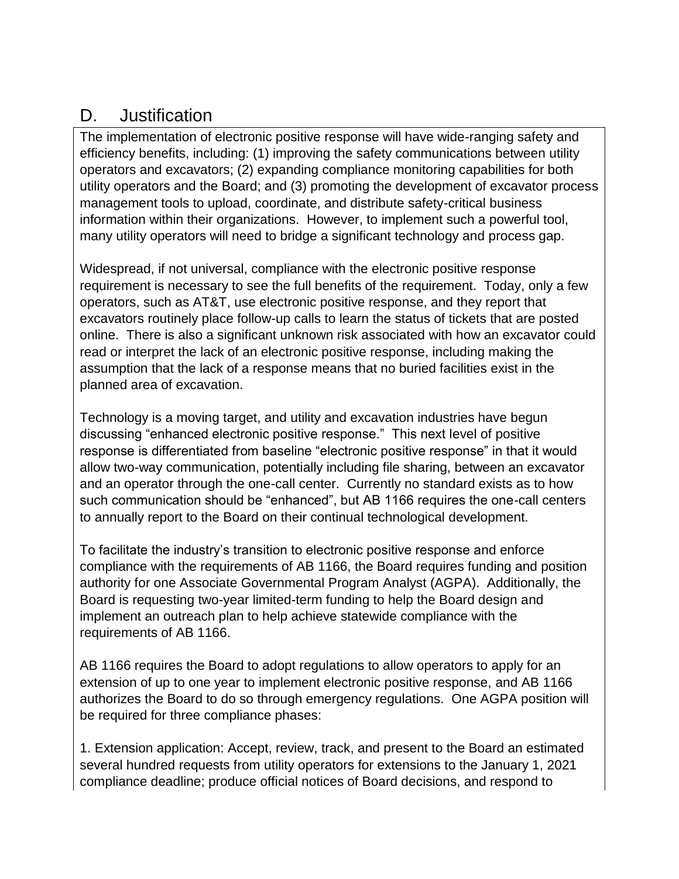## D. Justification

The implementation of electronic positive response will have wide-ranging safety and efficiency benefits, including: (1) improving the safety communications between utility operators and excavators; (2) expanding compliance monitoring capabilities for both utility operators and the Board; and (3) promoting the development of excavator process management tools to upload, coordinate, and distribute safety-critical business information within their organizations. However, to implement such a powerful tool, many utility operators will need to bridge a significant technology and process gap.

Widespread, if not universal, compliance with the electronic positive response requirement is necessary to see the full benefits of the requirement. Today, only a few operators, such as AT&T, use electronic positive response, and they report that excavators routinely place follow-up calls to learn the status of tickets that are posted online. There is also a significant unknown risk associated with how an excavator could read or interpret the lack of an electronic positive response, including making the assumption that the lack of a response means that no buried facilities exist in the planned area of excavation.

Technology is a moving target, and utility and excavation industries have begun discussing "enhanced electronic positive response." This next level of positive response is differentiated from baseline "electronic positive response" in that it would allow two-way communication, potentially including file sharing, between an excavator and an operator through the one-call center. Currently no standard exists as to how such communication should be "enhanced", but AB 1166 requires the one-call centers to annually report to the Board on their continual technological development.

To facilitate the industry's transition to electronic positive response and enforce compliance with the requirements of AB 1166, the Board requires funding and position authority for one Associate Governmental Program Analyst (AGPA). Additionally, the Board is requesting two-year limited-term funding to help the Board design and implement an outreach plan to help achieve statewide compliance with the requirements of AB 1166.

AB 1166 requires the Board to adopt regulations to allow operators to apply for an extension of up to one year to implement electronic positive response, and AB 1166 authorizes the Board to do so through emergency regulations. One AGPA position will be required for three compliance phases:

1. Extension application: Accept, review, track, and present to the Board an estimated several hundred requests from utility operators for extensions to the January 1, 2021 compliance deadline; produce official notices of Board decisions, and respond to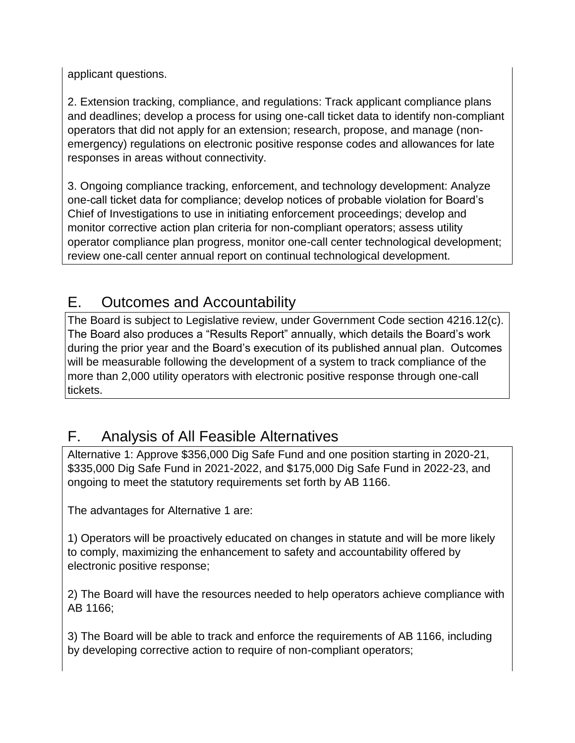applicant questions.

2. Extension tracking, compliance, and regulations: Track applicant compliance plans and deadlines; develop a process for using one-call ticket data to identify non-compliant operators that did not apply for an extension; research, propose, and manage (non-emergency) regulations on electronic positive response codes and allowances for late responses in areas without connectivity.

3. Ongoing compliance tracking, enforcement, and technology development: Analyze one-call ticket data for compliance; develop notices of probable violation for Board's Chief of Investigations to use in initiating enforcement proceedings; develop and monitor corrective action plan criteria for non-compliant operators; assess utility operator compliance plan progress, monitor one-call center technological development; review one-call center annual report on continual technological development.

## E. Outcomes and Accountability

The Board is subject to Legislative review, under Government Code section 4216.12(c). The Board also produces a "Results Report" annually, which details the Board's work during the prior year and the Board's execution of its published annual plan. Outcomes will be measurable following the development of a system to track compliance of the more than 2,000 utility operators with electronic positive response through one-call tickets.

## F. Analysis of All Feasible Alternatives

Alternative 1: Approve $356,000 Dig Safe Fund and one position starting in 2020-21, $335,000 Dig Safe Fund in 2021-2022, and $175,000 Dig Safe Fund in 2022-23, and ongoing to meet the statutory requirements set forth by AB 1166.

The advantages for Alternative 1 are:

1) Operators will be proactively educated on changes in statute and will be more likely to comply, maximizing the enhancement to safety and accountability offered by electronic positive response;

2) The Board will have the resources needed to help operators achieve compliance with AB 1166;

3) The Board will be able to track and enforce the requirements of AB 1166, including by developing corrective action to require of non-compliant operators;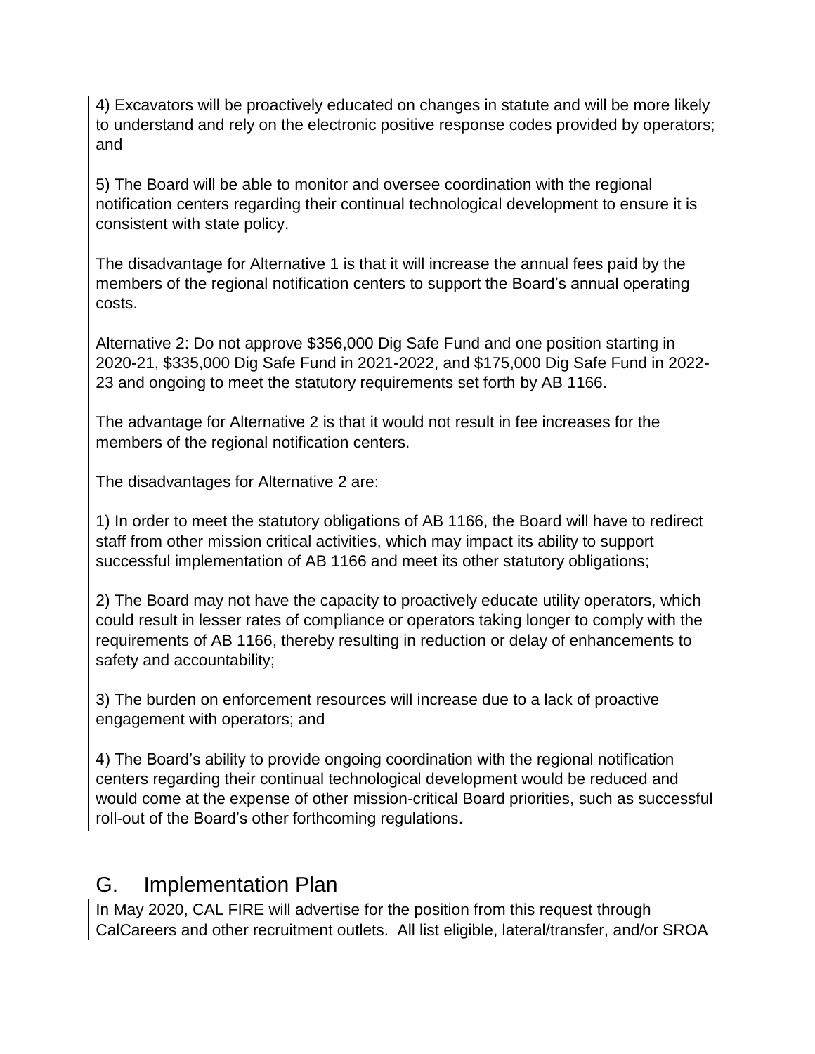4) Excavators will be proactively educated on changes in statute and will be more likely to understand and rely on the electronic positive response codes provided by operators; and

5) The Board will be able to monitor and oversee coordination with the regional notification centers regarding their continual technological development to ensure it is consistent with state policy.

The disadvantage for Alternative 1 is that it will increase the annual fees paid by the members of the regional notification centers to support the Board's annual operating costs.

Alternative 2: Do not approve $356,000 Dig Safe Fund and one position starting in 2020-21, $335,000 Dig Safe Fund in 2021-2022, and $175,000 Dig Safe Fund in 2022-23 and ongoing to meet the statutory requirements set forth by AB 1166.

The advantage for Alternative 2 is that it would not result in fee increases for the members of the regional notification centers.

The disadvantages for Alternative 2 are:

1) In order to meet the statutory obligations of AB 1166, the Board will have to redirect staff from other mission critical activities, which may impact its ability to support successful implementation of AB 1166 and meet its other statutory obligations;

2) The Board may not have the capacity to proactively educate utility operators, which could result in lesser rates of compliance or operators taking longer to comply with the requirements of AB 1166, thereby resulting in reduction or delay of enhancements to safety and accountability;

3) The burden on enforcement resources will increase due to a lack of proactive engagement with operators; and

4) The Board's ability to provide ongoing coordination with the regional notification centers regarding their continual technological development would be reduced and would come at the expense of other mission-critical Board priorities, such as successful roll-out of the Board's other forthcoming regulations.

## G. Implementation Plan

In May 2020, CAL FIRE will advertise for the position from this request through CalCareers and other recruitment outlets. All list eligible, lateral/transfer, and/or SROA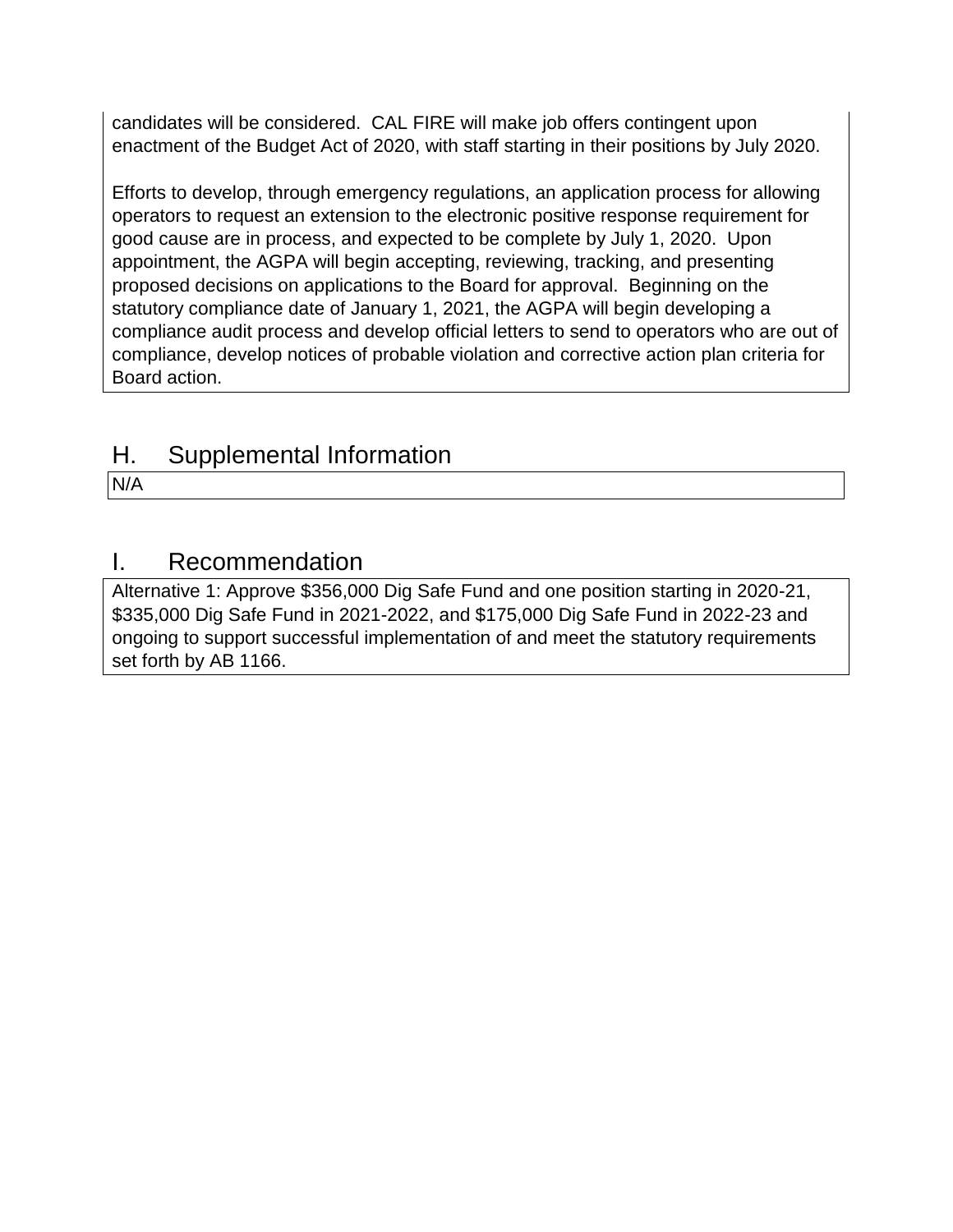candidates will be considered. CAL FIRE will make job offers contingent upon enactment of the Budget Act of 2020, with staff starting in their positions by July 2020.

Efforts to develop, through emergency regulations, an application process for allowing operators to request an extension to the electronic positive response requirement for good cause are in process, and expected to be complete by July 1, 2020. Upon appointment, the AGPA will begin accepting, reviewing, tracking, and presenting proposed decisions on applications to the Board for approval. Beginning on the statutory compliance date of January 1, 2021, the AGPA will begin developing a compliance audit process and develop official letters to send to operators who are out of compliance, develop notices of probable violation and corrective action plan criteria for Board action.

## H. Supplemental Information

N/A

## I. Recommendation

Alternative 1: Approve $356,000 Dig Safe Fund and one position starting in 2020-21, $335,000 Dig Safe Fund in 2021-2022, and $175,000 Dig Safe Fund in 2022-23 and ongoing to support successful implementation of and meet the statutory requirements set forth by AB 1166.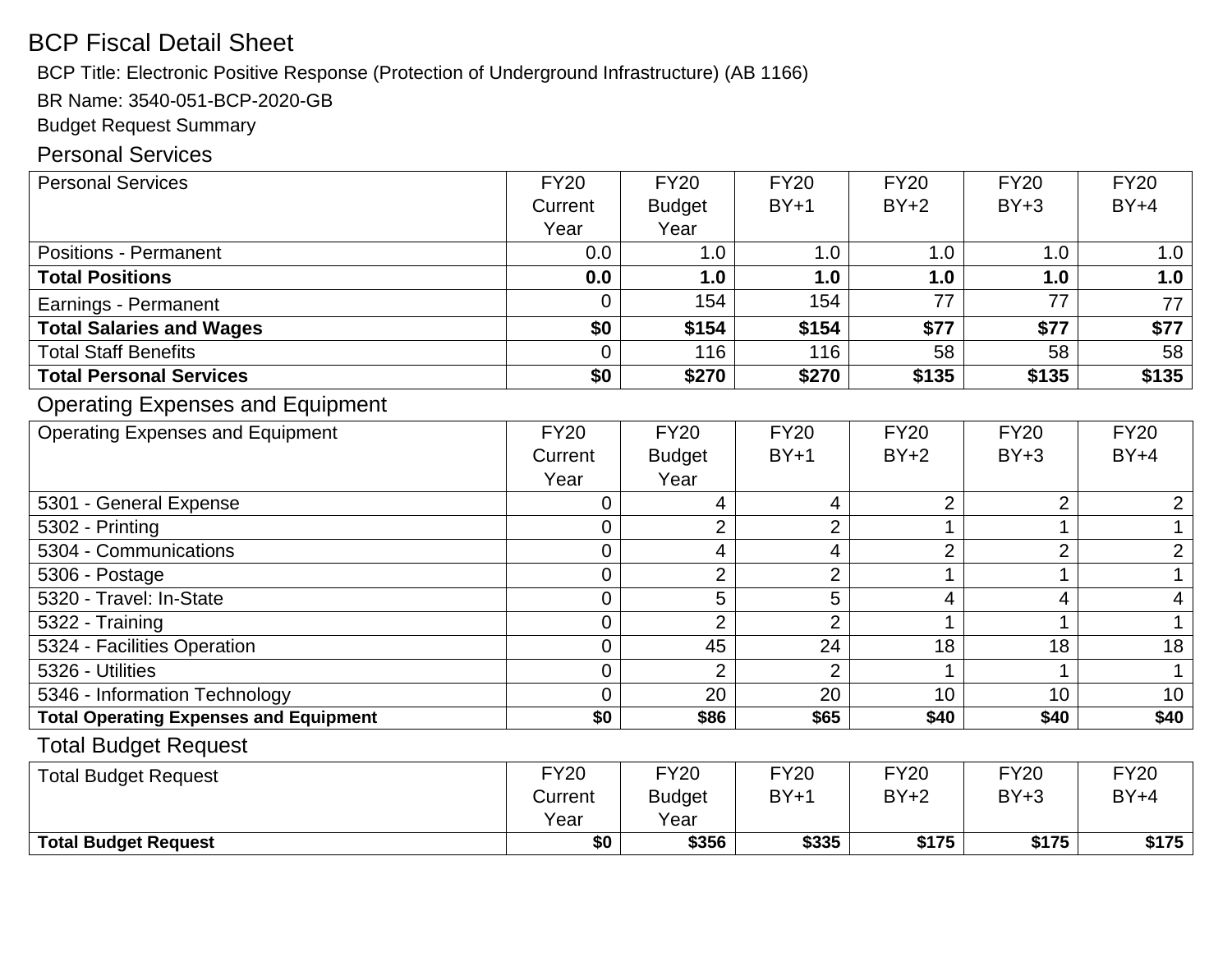# BCP Fiscal Detail Sheet

BCP Title: Electronic Positive Response (Protection of Underground Infrastructure) (AB 1166)

BR Name: 3540-051-BCP-2020-GB

Budget Request Summary

## Personal Services

| Personal Services | FY20 Current Year | FY20 Budget Year | FY20 BY+1 | FY20 BY+2 | FY20 BY+3 | FY20 BY+4 |
|---|---|---|---|---|---|---|
| Positions - Permanent | 0.0 | 1.0 | 1.0 | 1.0 | 1.0 | 1.0 |
| **Total Positions** | **0.0** | **1.0** | **1.0** | **1.0** | **1.0** | **1.0** |
| Earnings - Permanent | 0 | 154 | 154 | 77 | 77 | 77 |
| **Total Salaries and Wages** | **$0** | **$154** | **$154** | **$77** | **$77** | **$77** |
| Total Staff Benefits | 0 | 116 | 116 | 58 | 58 | 58 |
| **Total Personal Services** | **$0** | **$270** | **$270** | **$135** | **$135** | **$135** |

## Operating Expenses and Equipment

| Operating Expenses and Equipment | FY20 Current Year | FY20 Budget Year | FY20 BY+1 | FY20 BY+2 | FY20 BY+3 | FY20 BY+4 |
|---|---|---|---|---|---|---|
| 5301 - General Expense | 0 | 4 | 4 | 2 | 2 | 2 |
| 5302 - Printing | 0 | 2 | 2 | 1 | 1 | 1 |
| 5304 - Communications | 0 | 4 | 4 | 2 | 2 | 2 |
| 5306 - Postage | 0 | 2 | 2 | 1 | 1 | 1 |
| 5320 - Travel: In-State | 0 | 5 | 5 | 4 | 4 | 4 |
| 5322 - Training | 0 | 2 | 2 | 1 | 1 | 1 |
| 5324 - Facilities Operation | 0 | 45 | 24 | 18 | 18 | 18 |
| 5326 - Utilities | 0 | 2 | 2 | 1 | 1 | 1 |
| 5346 - Information Technology | 0 | 20 | 20 | 10 | 10 | 10 |
| **Total Operating Expenses and Equipment** | **$0** | **$86** | **$65** | **$40** | **$40** | **$40** |

## Total Budget Request

| Total Budget Request | FY20 Current Year | FY20 Budget Year | FY20 BY+1 | FY20 BY+2 | FY20 BY+3 | FY20 BY+4 |
|---|---|---|---|---|---|---|
| **Total Budget Request** | **$0** | **$356** | **$335** | **$175** | **$175** | **$175** |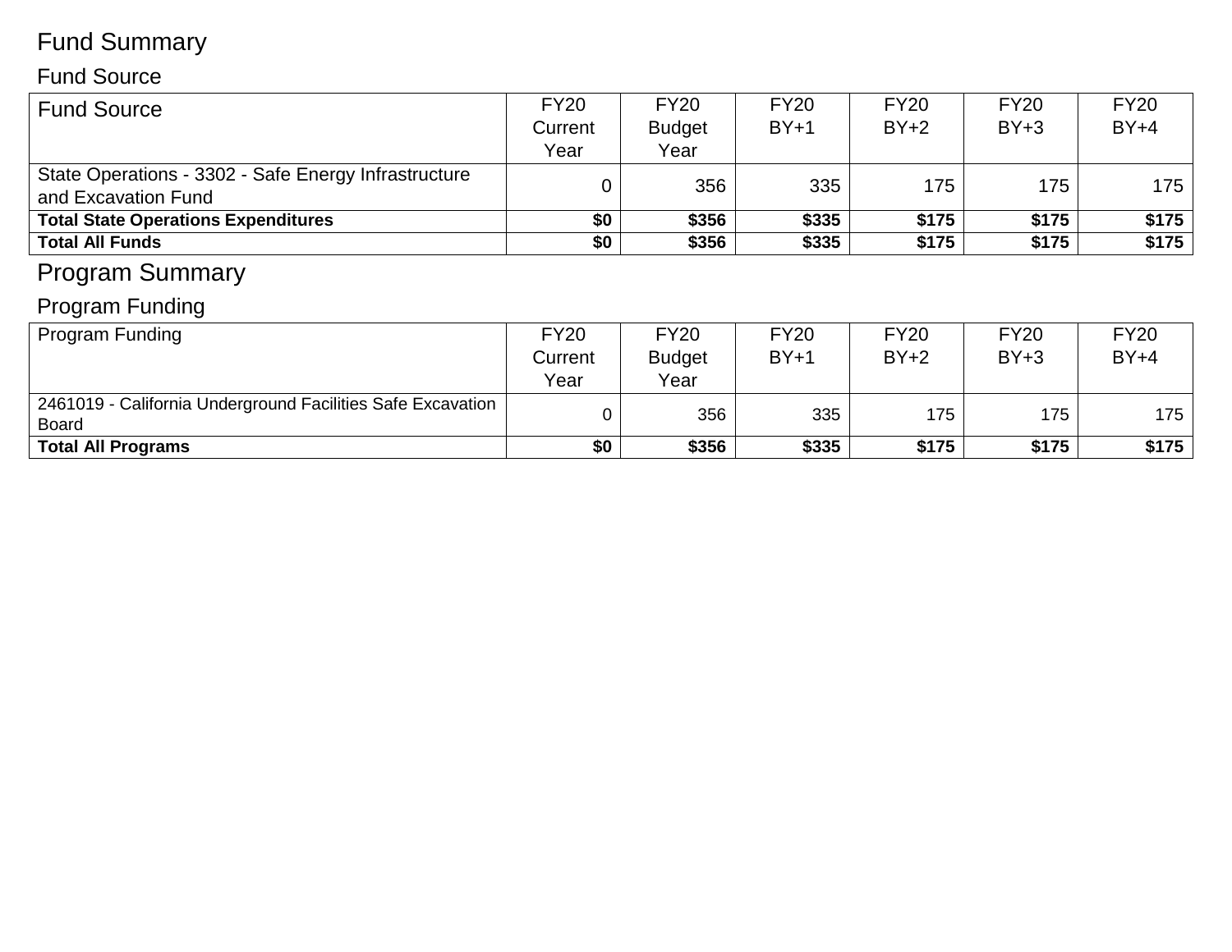# Fund Summary

## Fund Source

| Fund Source | FY20 Current Year | FY20 Budget Year | FY20 BY+1 | FY20 BY+2 | FY20 BY+3 | FY20 BY+4 |
|---|---|---|---|---|---|---|
| State Operations - 3302 - Safe Energy Infrastructure and Excavation Fund | 0 | 356 | 335 | 175 | 175 | 175 |
| **Total State Operations Expenditures** | **$0** | **$356** | **$335** | **$175** | **$175** | **$175** |
| **Total All Funds** | **$0** | **$356** | **$335** | **$175** | **$175** | **$175** |

# Program Summary

## Program Funding

| Program Funding | FY20 Current Year | FY20 Budget Year | FY20 BY+1 | FY20 BY+2 | FY20 BY+3 | FY20 BY+4 |
|---|---|---|---|---|---|---|
| 2461019 - California Underground Facilities Safe Excavation Board | 0 | 356 | 335 | 175 | 175 | 175 |
| **Total All Programs** | **$0** | **$356** | **$335** | **$175** | **$175** | **$175** |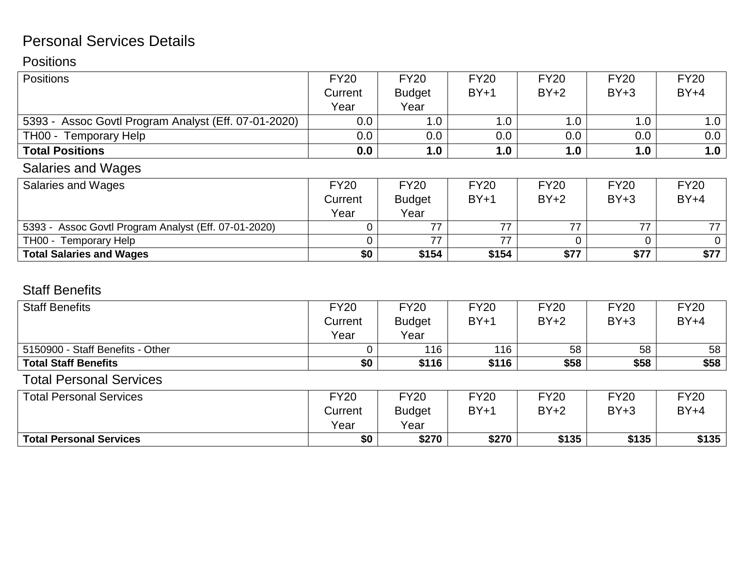# Personal Services Details

## Positions

| Positions | FY20 Current Year | FY20 Budget Year | FY20 BY+1 | FY20 BY+2 | FY20 BY+3 | FY20 BY+4 |
|---|---|---|---|---|---|---|
| 5393 - Assoc Govtl Program Analyst (Eff. 07-01-2020) | 0.0 | 1.0 | 1.0 | 1.0 | 1.0 | 1.0 |
| TH00 - Temporary Help | 0.0 | 0.0 | 0.0 | 0.0 | 0.0 | 0.0 |
| **Total Positions** | **0.0** | **1.0** | **1.0** | **1.0** | **1.0** | **1.0** |

## Salaries and Wages

| Salaries and Wages | FY20 Current Year | FY20 Budget Year | FY20 BY+1 | FY20 BY+2 | FY20 BY+3 | FY20 BY+4 |
|---|---|---|---|---|---|---|
| 5393 - Assoc Govtl Program Analyst (Eff. 07-01-2020) | 0 | 77 | 77 | 77 | 77 | 77 |
| TH00 - Temporary Help | 0 | 77 | 77 | 0 | 0 | 0 |
| **Total Salaries and Wages** | **$0** | **$154** | **$154** | **$77** | **$77** | **$77** |

## Staff Benefits

| Staff Benefits | FY20 Current Year | FY20 Budget Year | FY20 BY+1 | FY20 BY+2 | FY20 BY+3 | FY20 BY+4 |
|---|---|---|---|---|---|---|
| 5150900 - Staff Benefits - Other | 0 | 116 | 116 | 58 | 58 | 58 |
| **Total Staff Benefits** | **$0** | **$116** | **$116** | **$58** | **$58** | **$58** |

## Total Personal Services

| Total Personal Services | FY20 Current Year | FY20 Budget Year | FY20 BY+1 | FY20 BY+2 | FY20 BY+3 | FY20 BY+4 |
|---|---|---|---|---|---|---|
| **Total Personal Services** | **$0** | **$270** | **$270** | **$135** | **$135** | **$135** |